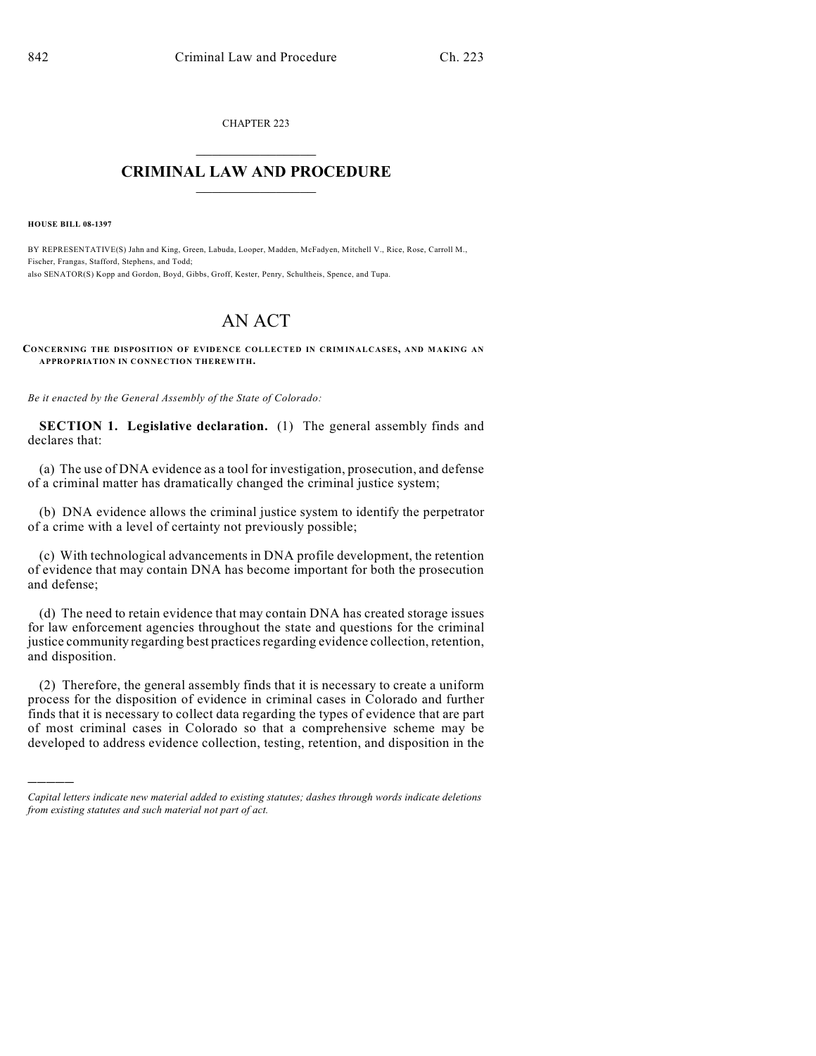CHAPTER 223

# CRIMINAL LAW AND PROCEDURE

**HOUSE BILL 08-1397**

BY REPRESENTATIVE(S) Jahn and King, Green, Labuda, Looper, Madden, McFadyen, Mitchell V., Rice, Rose, Carroll M., Fischer, Frangas, Stafford, Stephens, and Todd;
also SENATOR(S) Kopp and Gordon, Boyd, Gibbs, Groff, Kester, Penry, Schultheis, Spence, and Tupa.

# AN ACT

**CONCERNING THE DISPOSITION OF EVIDENCE COLLECTED IN CRIMINALCASES, AND MAKING AN APPROPRIATION IN CONNECTION THEREWITH.**

*Be it enacted by the General Assembly of the State of Colorado:*

**SECTION 1. Legislative declaration.** (1) The general assembly finds and declares that:

(a) The use of DNA evidence as a tool for investigation, prosecution, and defense of a criminal matter has dramatically changed the criminal justice system;

(b) DNA evidence allows the criminal justice system to identify the perpetrator of a crime with a level of certainty not previously possible;

(c) With technological advancements in DNA profile development, the retention of evidence that may contain DNA has become important for both the prosecution and defense;

(d) The need to retain evidence that may contain DNA has created storage issues for law enforcement agencies throughout the state and questions for the criminal justice community regarding best practices regarding evidence collection, retention, and disposition.

(2) Therefore, the general assembly finds that it is necessary to create a uniform process for the disposition of evidence in criminal cases in Colorado and further finds that it is necessary to collect data regarding the types of evidence that are part of most criminal cases in Colorado so that a comprehensive scheme may be developed to address evidence collection, testing, retention, and disposition in the

---

*Capital letters indicate new material added to existing statutes; dashes through words indicate deletions from existing statutes and such material not part of act.*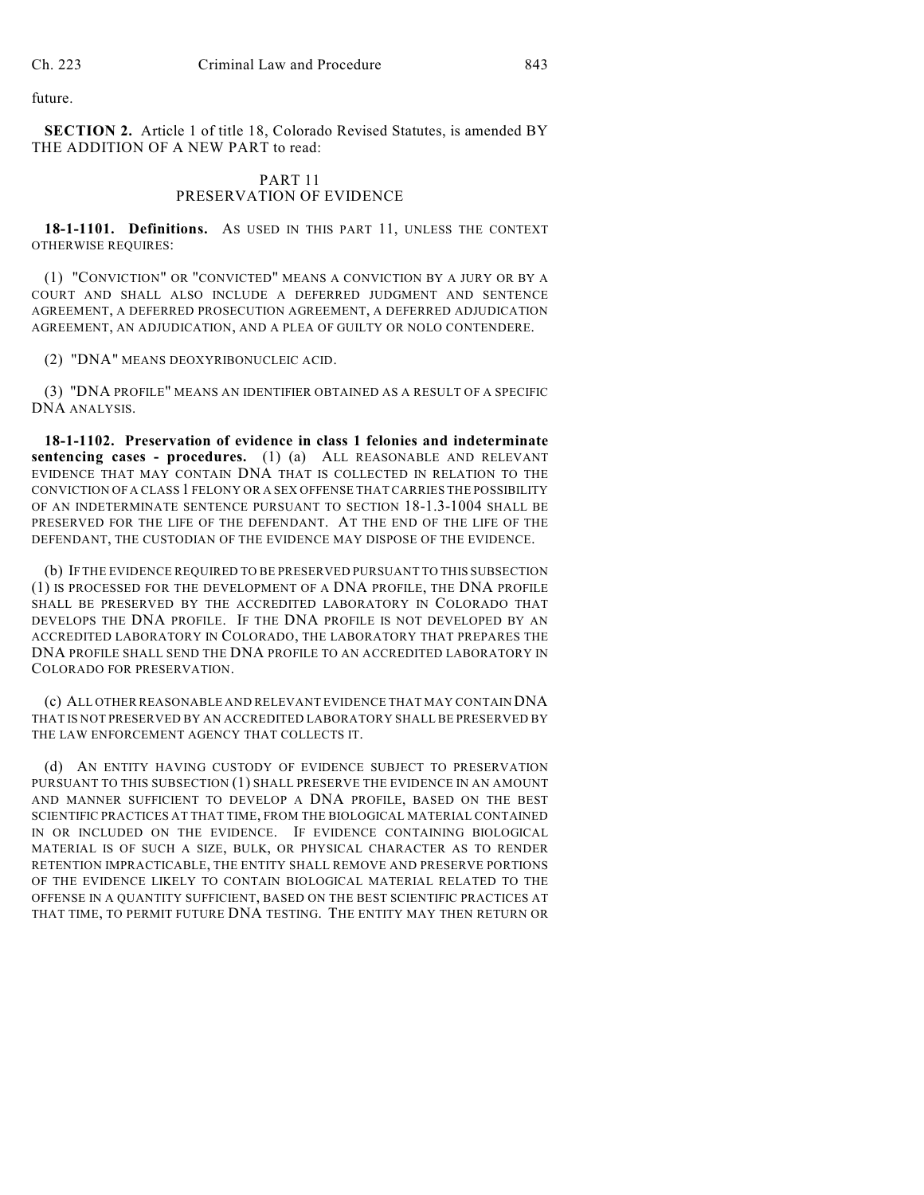future.

**SECTION 2.** Article 1 of title 18, Colorado Revised Statutes, is amended BY THE ADDITION OF A NEW PART to read:

PART 11
PRESERVATION OF EVIDENCE

**18-1-1101. Definitions.** AS USED IN THIS PART 11, UNLESS THE CONTEXT OTHERWISE REQUIRES:

(1) "CONVICTION" OR "CONVICTED" MEANS A CONVICTION BY A JURY OR BY A COURT AND SHALL ALSO INCLUDE A DEFERRED JUDGMENT AND SENTENCE AGREEMENT, A DEFERRED PROSECUTION AGREEMENT, A DEFERRED ADJUDICATION AGREEMENT, AN ADJUDICATION, AND A PLEA OF GUILTY OR NOLO CONTENDERE.

(2) "DNA" MEANS DEOXYRIBONUCLEIC ACID.

(3) "DNA PROFILE" MEANS AN IDENTIFIER OBTAINED AS A RESULT OF A SPECIFIC DNA ANALYSIS.

**18-1-1102. Preservation of evidence in class 1 felonies and indeterminate sentencing cases - procedures.** (1) (a) ALL REASONABLE AND RELEVANT EVIDENCE THAT MAY CONTAIN DNA THAT IS COLLECTED IN RELATION TO THE CONVICTION OF A CLASS 1 FELONY OR A SEX OFFENSE THAT CARRIES THE POSSIBILITY OF AN INDETERMINATE SENTENCE PURSUANT TO SECTION 18-1.3-1004 SHALL BE PRESERVED FOR THE LIFE OF THE DEFENDANT. AT THE END OF THE LIFE OF THE DEFENDANT, THE CUSTODIAN OF THE EVIDENCE MAY DISPOSE OF THE EVIDENCE.

(b) IF THE EVIDENCE REQUIRED TO BE PRESERVED PURSUANT TO THIS SUBSECTION (1) IS PROCESSED FOR THE DEVELOPMENT OF A DNA PROFILE, THE DNA PROFILE SHALL BE PRESERVED BY THE ACCREDITED LABORATORY IN COLORADO THAT DEVELOPS THE DNA PROFILE. IF THE DNA PROFILE IS NOT DEVELOPED BY AN ACCREDITED LABORATORY IN COLORADO, THE LABORATORY THAT PREPARES THE DNA PROFILE SHALL SEND THE DNA PROFILE TO AN ACCREDITED LABORATORY IN COLORADO FOR PRESERVATION.

(c) ALL OTHER REASONABLE AND RELEVANT EVIDENCE THAT MAY CONTAIN DNA THAT IS NOT PRESERVED BY AN ACCREDITED LABORATORY SHALL BE PRESERVED BY THE LAW ENFORCEMENT AGENCY THAT COLLECTS IT.

(d) AN ENTITY HAVING CUSTODY OF EVIDENCE SUBJECT TO PRESERVATION PURSUANT TO THIS SUBSECTION (1) SHALL PRESERVE THE EVIDENCE IN AN AMOUNT AND MANNER SUFFICIENT TO DEVELOP A DNA PROFILE, BASED ON THE BEST SCIENTIFIC PRACTICES AT THAT TIME, FROM THE BIOLOGICAL MATERIAL CONTAINED IN OR INCLUDED ON THE EVIDENCE. IF EVIDENCE CONTAINING BIOLOGICAL MATERIAL IS OF SUCH A SIZE, BULK, OR PHYSICAL CHARACTER AS TO RENDER RETENTION IMPRACTICABLE, THE ENTITY SHALL REMOVE AND PRESERVE PORTIONS OF THE EVIDENCE LIKELY TO CONTAIN BIOLOGICAL MATERIAL RELATED TO THE OFFENSE IN A QUANTITY SUFFICIENT, BASED ON THE BEST SCIENTIFIC PRACTICES AT THAT TIME, TO PERMIT FUTURE DNA TESTING. THE ENTITY MAY THEN RETURN OR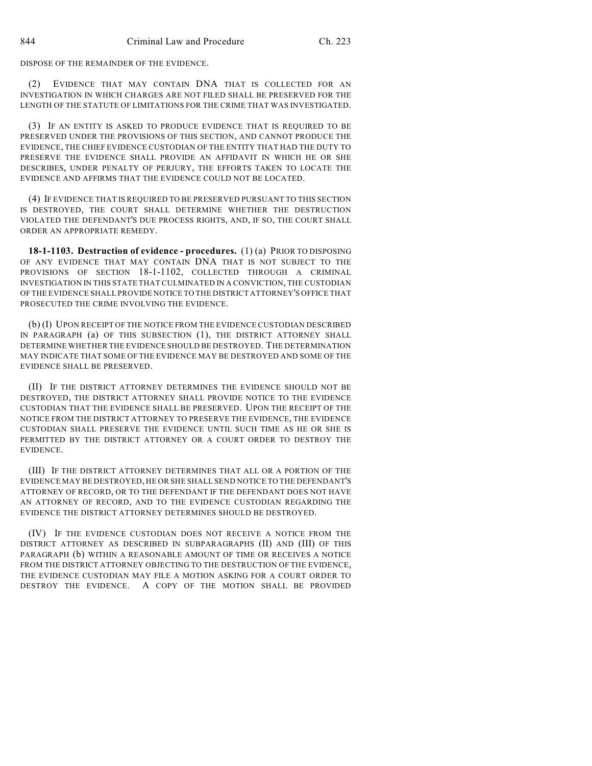DISPOSE OF THE REMAINDER OF THE EVIDENCE.

(2) EVIDENCE THAT MAY CONTAIN DNA THAT IS COLLECTED FOR AN INVESTIGATION IN WHICH CHARGES ARE NOT FILED SHALL BE PRESERVED FOR THE LENGTH OF THE STATUTE OF LIMITATIONS FOR THE CRIME THAT WAS INVESTIGATED.

(3) IF AN ENTITY IS ASKED TO PRODUCE EVIDENCE THAT IS REQUIRED TO BE PRESERVED UNDER THE PROVISIONS OF THIS SECTION, AND CANNOT PRODUCE THE EVIDENCE, THE CHIEF EVIDENCE CUSTODIAN OF THE ENTITY THAT HAD THE DUTY TO PRESERVE THE EVIDENCE SHALL PROVIDE AN AFFIDAVIT IN WHICH HE OR SHE DESCRIBES, UNDER PENALTY OF PERJURY, THE EFFORTS TAKEN TO LOCATE THE EVIDENCE AND AFFIRMS THAT THE EVIDENCE COULD NOT BE LOCATED.

(4) IF EVIDENCE THAT IS REQUIRED TO BE PRESERVED PURSUANT TO THIS SECTION IS DESTROYED, THE COURT SHALL DETERMINE WHETHER THE DESTRUCTION VIOLATED THE DEFENDANT'S DUE PROCESS RIGHTS, AND, IF SO, THE COURT SHALL ORDER AN APPROPRIATE REMEDY.

**18-1-1103. Destruction of evidence - procedures.** (1) (a) PRIOR TO DISPOSING OF ANY EVIDENCE THAT MAY CONTAIN DNA THAT IS NOT SUBJECT TO THE PROVISIONS OF SECTION 18-1-1102, COLLECTED THROUGH A CRIMINAL INVESTIGATION IN THIS STATE THAT CULMINATED IN A CONVICTION, THE CUSTODIAN OF THE EVIDENCE SHALL PROVIDE NOTICE TO THE DISTRICT ATTORNEY'S OFFICE THAT PROSECUTED THE CRIME INVOLVING THE EVIDENCE.

(b) (I) UPON RECEIPT OF THE NOTICE FROM THE EVIDENCE CUSTODIAN DESCRIBED IN PARAGRAPH (a) OF THIS SUBSECTION (1), THE DISTRICT ATTORNEY SHALL DETERMINE WHETHER THE EVIDENCE SHOULD BE DESTROYED. THE DETERMINATION MAY INDICATE THAT SOME OF THE EVIDENCE MAY BE DESTROYED AND SOME OF THE EVIDENCE SHALL BE PRESERVED.

(II) IF THE DISTRICT ATTORNEY DETERMINES THE EVIDENCE SHOULD NOT BE DESTROYED, THE DISTRICT ATTORNEY SHALL PROVIDE NOTICE TO THE EVIDENCE CUSTODIAN THAT THE EVIDENCE SHALL BE PRESERVED. UPON THE RECEIPT OF THE NOTICE FROM THE DISTRICT ATTORNEY TO PRESERVE THE EVIDENCE, THE EVIDENCE CUSTODIAN SHALL PRESERVE THE EVIDENCE UNTIL SUCH TIME AS HE OR SHE IS PERMITTED BY THE DISTRICT ATTORNEY OR A COURT ORDER TO DESTROY THE EVIDENCE.

(III) IF THE DISTRICT ATTORNEY DETERMINES THAT ALL OR A PORTION OF THE EVIDENCE MAY BE DESTROYED, HE OR SHE SHALL SEND NOTICE TO THE DEFENDANT'S ATTORNEY OF RECORD, OR TO THE DEFENDANT IF THE DEFENDANT DOES NOT HAVE AN ATTORNEY OF RECORD, AND TO THE EVIDENCE CUSTODIAN REGARDING THE EVIDENCE THE DISTRICT ATTORNEY DETERMINES SHOULD BE DESTROYED.

(IV) IF THE EVIDENCE CUSTODIAN DOES NOT RECEIVE A NOTICE FROM THE DISTRICT ATTORNEY AS DESCRIBED IN SUBPARAGRAPHS (II) AND (III) OF THIS PARAGRAPH (b) WITHIN A REASONABLE AMOUNT OF TIME OR RECEIVES A NOTICE FROM THE DISTRICT ATTORNEY OBJECTING TO THE DESTRUCTION OF THE EVIDENCE, THE EVIDENCE CUSTODIAN MAY FILE A MOTION ASKING FOR A COURT ORDER TO DESTROY THE EVIDENCE. A COPY OF THE MOTION SHALL BE PROVIDED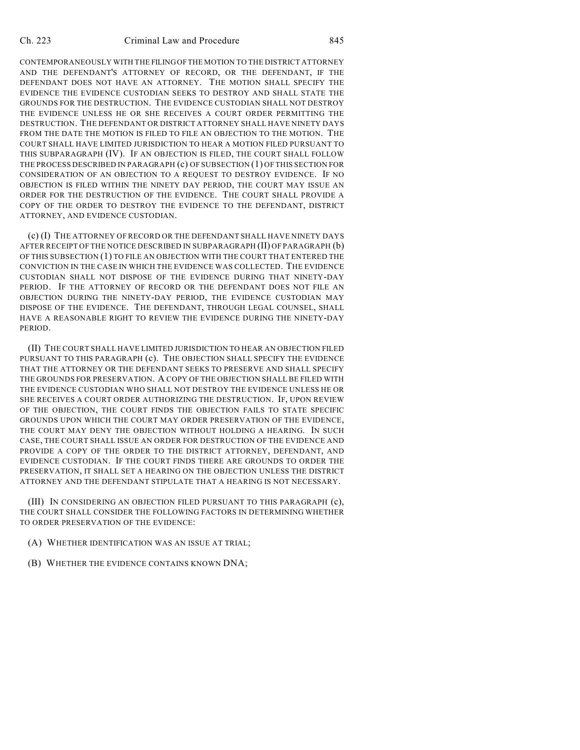CONTEMPORANEOUSLY WITH THE FILING OF THE MOTION TO THE DISTRICT ATTORNEY AND THE DEFENDANT'S ATTORNEY OF RECORD, OR THE DEFENDANT, IF THE DEFENDANT DOES NOT HAVE AN ATTORNEY. THE MOTION SHALL SPECIFY THE EVIDENCE THE EVIDENCE CUSTODIAN SEEKS TO DESTROY AND SHALL STATE THE GROUNDS FOR THE DESTRUCTION. THE EVIDENCE CUSTODIAN SHALL NOT DESTROY THE EVIDENCE UNLESS HE OR SHE RECEIVES A COURT ORDER PERMITTING THE DESTRUCTION. THE DEFENDANT OR DISTRICT ATTORNEY SHALL HAVE NINETY DAYS FROM THE DATE THE MOTION IS FILED TO FILE AN OBJECTION TO THE MOTION. THE COURT SHALL HAVE LIMITED JURISDICTION TO HEAR A MOTION FILED PURSUANT TO THIS SUBPARAGRAPH (IV). IF AN OBJECTION IS FILED, THE COURT SHALL FOLLOW THE PROCESS DESCRIBED IN PARAGRAPH (c) OF SUBSECTION (1) OF THIS SECTION FOR CONSIDERATION OF AN OBJECTION TO A REQUEST TO DESTROY EVIDENCE. IF NO OBJECTION IS FILED WITHIN THE NINETY DAY PERIOD, THE COURT MAY ISSUE AN ORDER FOR THE DESTRUCTION OF THE EVIDENCE. THE COURT SHALL PROVIDE A COPY OF THE ORDER TO DESTROY THE EVIDENCE TO THE DEFENDANT, DISTRICT ATTORNEY, AND EVIDENCE CUSTODIAN.

(c) (I) THE ATTORNEY OF RECORD OR THE DEFENDANT SHALL HAVE NINETY DAYS AFTER RECEIPT OF THE NOTICE DESCRIBED IN SUBPARAGRAPH (II) OF PARAGRAPH (b) OF THIS SUBSECTION (1) TO FILE AN OBJECTION WITH THE COURT THAT ENTERED THE CONVICTION IN THE CASE IN WHICH THE EVIDENCE WAS COLLECTED. THE EVIDENCE CUSTODIAN SHALL NOT DISPOSE OF THE EVIDENCE DURING THAT NINETY-DAY PERIOD. IF THE ATTORNEY OF RECORD OR THE DEFENDANT DOES NOT FILE AN OBJECTION DURING THE NINETY-DAY PERIOD, THE EVIDENCE CUSTODIAN MAY DISPOSE OF THE EVIDENCE. THE DEFENDANT, THROUGH LEGAL COUNSEL, SHALL HAVE A REASONABLE RIGHT TO REVIEW THE EVIDENCE DURING THE NINETY-DAY PERIOD.

(II) THE COURT SHALL HAVE LIMITED JURISDICTION TO HEAR AN OBJECTION FILED PURSUANT TO THIS PARAGRAPH (c). THE OBJECTION SHALL SPECIFY THE EVIDENCE THAT THE ATTORNEY OR THE DEFENDANT SEEKS TO PRESERVE AND SHALL SPECIFY THE GROUNDS FOR PRESERVATION. A COPY OF THE OBJECTION SHALL BE FILED WITH THE EVIDENCE CUSTODIAN WHO SHALL NOT DESTROY THE EVIDENCE UNLESS HE OR SHE RECEIVES A COURT ORDER AUTHORIZING THE DESTRUCTION. IF, UPON REVIEW OF THE OBJECTION, THE COURT FINDS THE OBJECTION FAILS TO STATE SPECIFIC GROUNDS UPON WHICH THE COURT MAY ORDER PRESERVATION OF THE EVIDENCE, THE COURT MAY DENY THE OBJECTION WITHOUT HOLDING A HEARING. IN SUCH CASE, THE COURT SHALL ISSUE AN ORDER FOR DESTRUCTION OF THE EVIDENCE AND PROVIDE A COPY OF THE ORDER TO THE DISTRICT ATTORNEY, DEFENDANT, AND EVIDENCE CUSTODIAN. IF THE COURT FINDS THERE ARE GROUNDS TO ORDER THE PRESERVATION, IT SHALL SET A HEARING ON THE OBJECTION UNLESS THE DISTRICT ATTORNEY AND THE DEFENDANT STIPULATE THAT A HEARING IS NOT NECESSARY.

(III) IN CONSIDERING AN OBJECTION FILED PURSUANT TO THIS PARAGRAPH (c), THE COURT SHALL CONSIDER THE FOLLOWING FACTORS IN DETERMINING WHETHER TO ORDER PRESERVATION OF THE EVIDENCE:

(A) WHETHER IDENTIFICATION WAS AN ISSUE AT TRIAL;

(B) WHETHER THE EVIDENCE CONTAINS KNOWN DNA;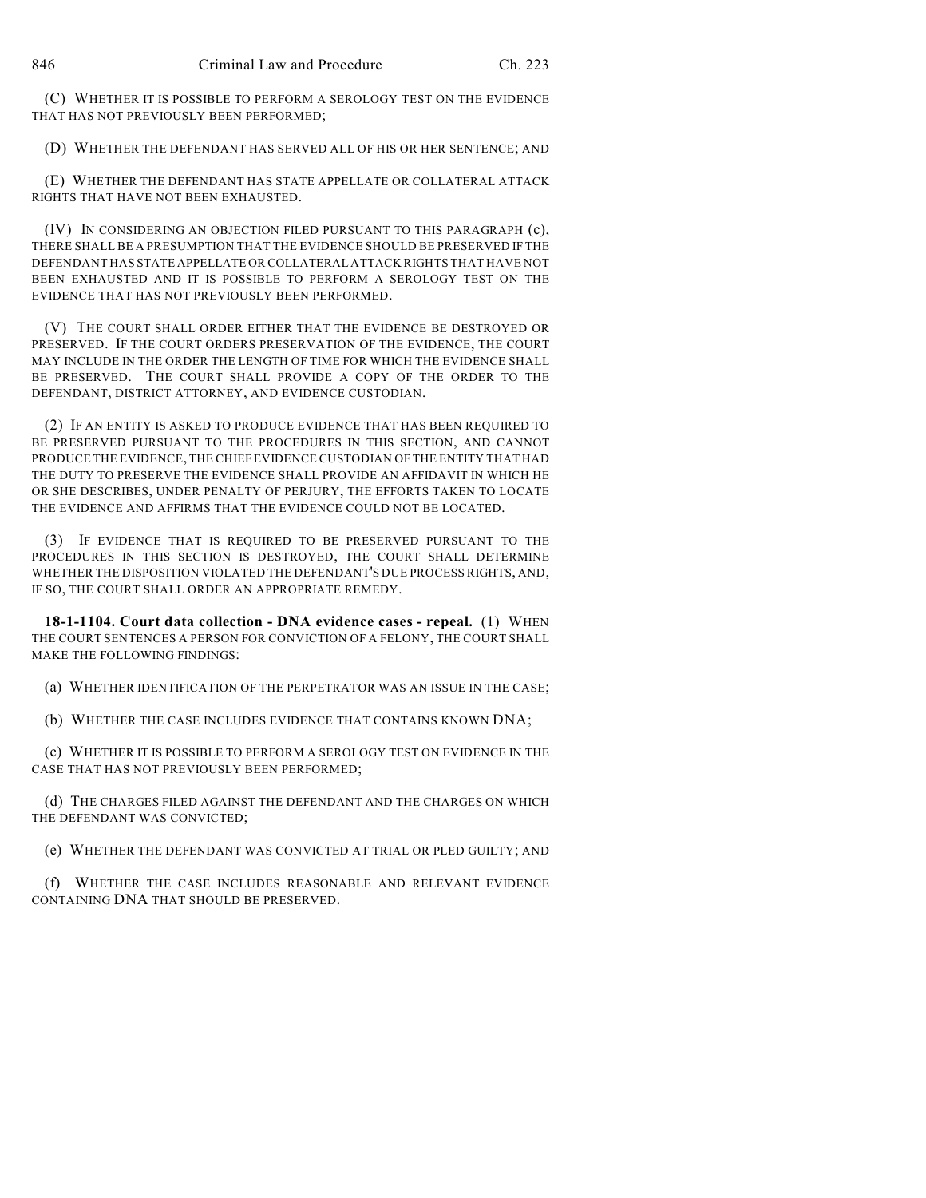(C) WHETHER IT IS POSSIBLE TO PERFORM A SEROLOGY TEST ON THE EVIDENCE THAT HAS NOT PREVIOUSLY BEEN PERFORMED;

(D) WHETHER THE DEFENDANT HAS SERVED ALL OF HIS OR HER SENTENCE; AND

(E) WHETHER THE DEFENDANT HAS STATE APPELLATE OR COLLATERAL ATTACK RIGHTS THAT HAVE NOT BEEN EXHAUSTED.

(IV) IN CONSIDERING AN OBJECTION FILED PURSUANT TO THIS PARAGRAPH (c), THERE SHALL BE A PRESUMPTION THAT THE EVIDENCE SHOULD BE PRESERVED IF THE DEFENDANT HAS STATE APPELLATE OR COLLATERAL ATTACK RIGHTS THAT HAVE NOT BEEN EXHAUSTED AND IT IS POSSIBLE TO PERFORM A SEROLOGY TEST ON THE EVIDENCE THAT HAS NOT PREVIOUSLY BEEN PERFORMED.

(V) THE COURT SHALL ORDER EITHER THAT THE EVIDENCE BE DESTROYED OR PRESERVED. IF THE COURT ORDERS PRESERVATION OF THE EVIDENCE, THE COURT MAY INCLUDE IN THE ORDER THE LENGTH OF TIME FOR WHICH THE EVIDENCE SHALL BE PRESERVED. THE COURT SHALL PROVIDE A COPY OF THE ORDER TO THE DEFENDANT, DISTRICT ATTORNEY, AND EVIDENCE CUSTODIAN.

(2) IF AN ENTITY IS ASKED TO PRODUCE EVIDENCE THAT HAS BEEN REQUIRED TO BE PRESERVED PURSUANT TO THE PROCEDURES IN THIS SECTION, AND CANNOT PRODUCE THE EVIDENCE, THE CHIEF EVIDENCE CUSTODIAN OF THE ENTITY THAT HAD THE DUTY TO PRESERVE THE EVIDENCE SHALL PROVIDE AN AFFIDAVIT IN WHICH HE OR SHE DESCRIBES, UNDER PENALTY OF PERJURY, THE EFFORTS TAKEN TO LOCATE THE EVIDENCE AND AFFIRMS THAT THE EVIDENCE COULD NOT BE LOCATED.

(3) IF EVIDENCE THAT IS REQUIRED TO BE PRESERVED PURSUANT TO THE PROCEDURES IN THIS SECTION IS DESTROYED, THE COURT SHALL DETERMINE WHETHER THE DISPOSITION VIOLATED THE DEFENDANT'S DUE PROCESS RIGHTS, AND, IF SO, THE COURT SHALL ORDER AN APPROPRIATE REMEDY.

**18-1-1104. Court data collection - DNA evidence cases - repeal.** (1) WHEN THE COURT SENTENCES A PERSON FOR CONVICTION OF A FELONY, THE COURT SHALL MAKE THE FOLLOWING FINDINGS:

(a) WHETHER IDENTIFICATION OF THE PERPETRATOR WAS AN ISSUE IN THE CASE;

(b) WHETHER THE CASE INCLUDES EVIDENCE THAT CONTAINS KNOWN DNA;

(c) WHETHER IT IS POSSIBLE TO PERFORM A SEROLOGY TEST ON EVIDENCE IN THE CASE THAT HAS NOT PREVIOUSLY BEEN PERFORMED;

(d) THE CHARGES FILED AGAINST THE DEFENDANT AND THE CHARGES ON WHICH THE DEFENDANT WAS CONVICTED;

(e) WHETHER THE DEFENDANT WAS CONVICTED AT TRIAL OR PLED GUILTY; AND

(f) WHETHER THE CASE INCLUDES REASONABLE AND RELEVANT EVIDENCE CONTAINING DNA THAT SHOULD BE PRESERVED.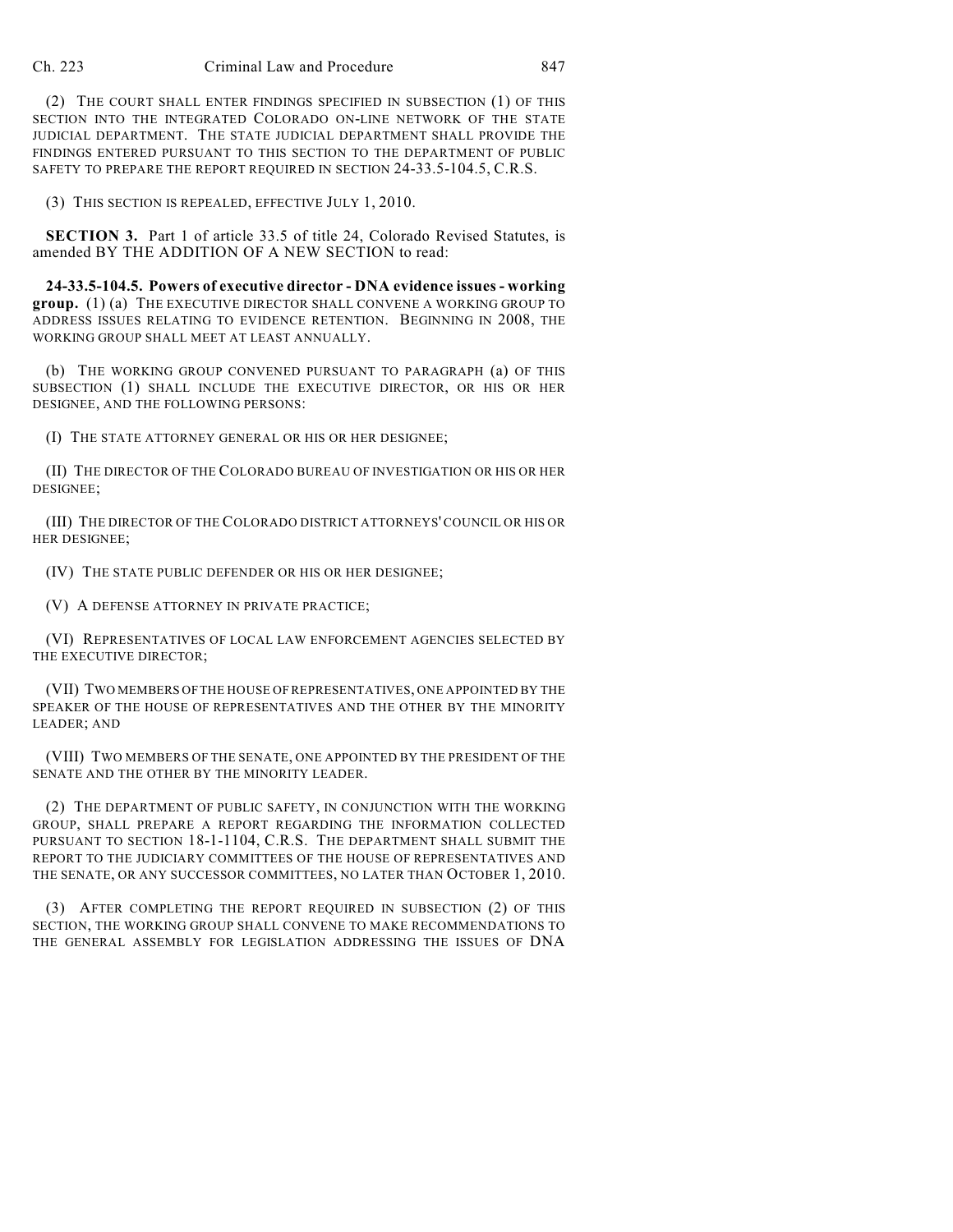(2) THE COURT SHALL ENTER FINDINGS SPECIFIED IN SUBSECTION (1) OF THIS SECTION INTO THE INTEGRATED COLORADO ON-LINE NETWORK OF THE STATE JUDICIAL DEPARTMENT. THE STATE JUDICIAL DEPARTMENT SHALL PROVIDE THE FINDINGS ENTERED PURSUANT TO THIS SECTION TO THE DEPARTMENT OF PUBLIC SAFETY TO PREPARE THE REPORT REQUIRED IN SECTION 24-33.5-104.5, C.R.S.

(3) THIS SECTION IS REPEALED, EFFECTIVE JULY 1, 2010.

**SECTION 3.** Part 1 of article 33.5 of title 24, Colorado Revised Statutes, is amended BY THE ADDITION OF A NEW SECTION to read:

**24-33.5-104.5. Powers of executive director - DNA evidence issues - working group.** (1) (a) THE EXECUTIVE DIRECTOR SHALL CONVENE A WORKING GROUP TO ADDRESS ISSUES RELATING TO EVIDENCE RETENTION. BEGINNING IN 2008, THE WORKING GROUP SHALL MEET AT LEAST ANNUALLY.

(b) THE WORKING GROUP CONVENED PURSUANT TO PARAGRAPH (a) OF THIS SUBSECTION (1) SHALL INCLUDE THE EXECUTIVE DIRECTOR, OR HIS OR HER DESIGNEE, AND THE FOLLOWING PERSONS:

(I) THE STATE ATTORNEY GENERAL OR HIS OR HER DESIGNEE;

(II) THE DIRECTOR OF THE COLORADO BUREAU OF INVESTIGATION OR HIS OR HER DESIGNEE;

(III) THE DIRECTOR OF THE COLORADO DISTRICT ATTORNEYS' COUNCIL OR HIS OR HER DESIGNEE;

(IV) THE STATE PUBLIC DEFENDER OR HIS OR HER DESIGNEE;

(V) A DEFENSE ATTORNEY IN PRIVATE PRACTICE;

(VI) REPRESENTATIVES OF LOCAL LAW ENFORCEMENT AGENCIES SELECTED BY THE EXECUTIVE DIRECTOR;

(VII) TWO MEMBERS OF THE HOUSE OF REPRESENTATIVES, ONE APPOINTED BY THE SPEAKER OF THE HOUSE OF REPRESENTATIVES AND THE OTHER BY THE MINORITY LEADER; AND

(VIII) TWO MEMBERS OF THE SENATE, ONE APPOINTED BY THE PRESIDENT OF THE SENATE AND THE OTHER BY THE MINORITY LEADER.

(2) THE DEPARTMENT OF PUBLIC SAFETY, IN CONJUNCTION WITH THE WORKING GROUP, SHALL PREPARE A REPORT REGARDING THE INFORMATION COLLECTED PURSUANT TO SECTION 18-1-1104, C.R.S. THE DEPARTMENT SHALL SUBMIT THE REPORT TO THE JUDICIARY COMMITTEES OF THE HOUSE OF REPRESENTATIVES AND THE SENATE, OR ANY SUCCESSOR COMMITTEES, NO LATER THAN OCTOBER 1, 2010.

(3) AFTER COMPLETING THE REPORT REQUIRED IN SUBSECTION (2) OF THIS SECTION, THE WORKING GROUP SHALL CONVENE TO MAKE RECOMMENDATIONS TO THE GENERAL ASSEMBLY FOR LEGISLATION ADDRESSING THE ISSUES OF DNA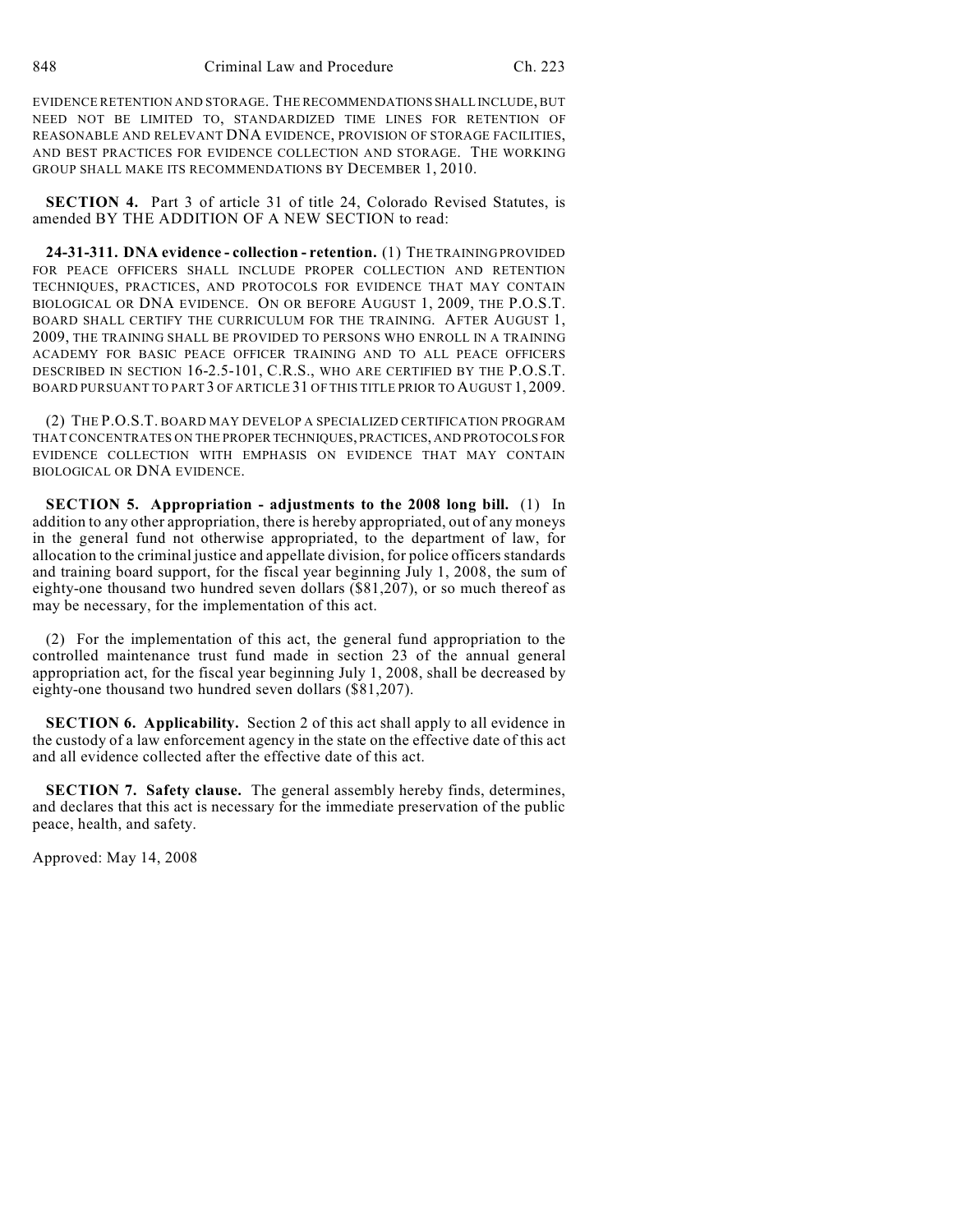EVIDENCE RETENTION AND STORAGE. THE RECOMMENDATIONS SHALL INCLUDE, BUT NEED NOT BE LIMITED TO, STANDARDIZED TIME LINES FOR RETENTION OF REASONABLE AND RELEVANT DNA EVIDENCE, PROVISION OF STORAGE FACILITIES, AND BEST PRACTICES FOR EVIDENCE COLLECTION AND STORAGE. THE WORKING GROUP SHALL MAKE ITS RECOMMENDATIONS BY DECEMBER 1, 2010.

**SECTION 4.** Part 3 of article 31 of title 24, Colorado Revised Statutes, is amended BY THE ADDITION OF A NEW SECTION to read:

**24-31-311. DNA evidence - collection - retention.** (1) THE TRAINING PROVIDED FOR PEACE OFFICERS SHALL INCLUDE PROPER COLLECTION AND RETENTION TECHNIQUES, PRACTICES, AND PROTOCOLS FOR EVIDENCE THAT MAY CONTAIN BIOLOGICAL OR DNA EVIDENCE. ON OR BEFORE AUGUST 1, 2009, THE P.O.S.T. BOARD SHALL CERTIFY THE CURRICULUM FOR THE TRAINING. AFTER AUGUST 1, 2009, THE TRAINING SHALL BE PROVIDED TO PERSONS WHO ENROLL IN A TRAINING ACADEMY FOR BASIC PEACE OFFICER TRAINING AND TO ALL PEACE OFFICERS DESCRIBED IN SECTION 16-2.5-101, C.R.S., WHO ARE CERTIFIED BY THE P.O.S.T. BOARD PURSUANT TO PART 3 OF ARTICLE 31 OF THIS TITLE PRIOR TO AUGUST 1, 2009.

(2) THE P.O.S.T. BOARD MAY DEVELOP A SPECIALIZED CERTIFICATION PROGRAM THAT CONCENTRATES ON THE PROPER TECHNIQUES, PRACTICES, AND PROTOCOLS FOR EVIDENCE COLLECTION WITH EMPHASIS ON EVIDENCE THAT MAY CONTAIN BIOLOGICAL OR DNA EVIDENCE.

**SECTION 5. Appropriation - adjustments to the 2008 long bill.** (1) In addition to any other appropriation, there is hereby appropriated, out of any moneys in the general fund not otherwise appropriated, to the department of law, for allocation to the criminal justice and appellate division, for police officers standards and training board support, for the fiscal year beginning July 1, 2008, the sum of eighty-one thousand two hundred seven dollars ($81,207), or so much thereof as may be necessary, for the implementation of this act.

(2) For the implementation of this act, the general fund appropriation to the controlled maintenance trust fund made in section 23 of the annual general appropriation act, for the fiscal year beginning July 1, 2008, shall be decreased by eighty-one thousand two hundred seven dollars ($81,207).

**SECTION 6. Applicability.** Section 2 of this act shall apply to all evidence in the custody of a law enforcement agency in the state on the effective date of this act and all evidence collected after the effective date of this act.

**SECTION 7. Safety clause.** The general assembly hereby finds, determines, and declares that this act is necessary for the immediate preservation of the public peace, health, and safety.

Approved: May 14, 2008